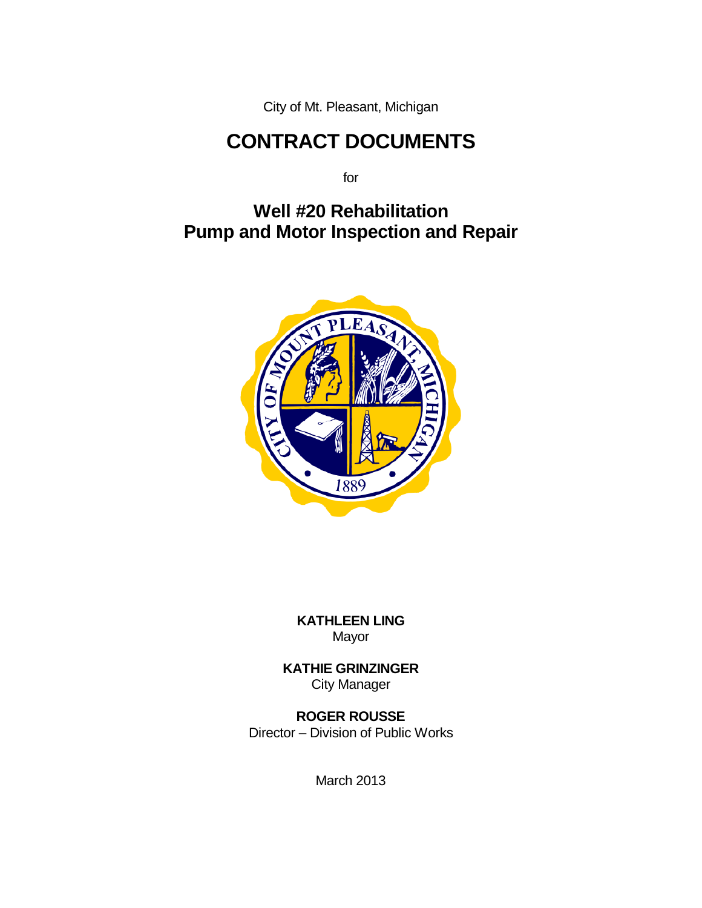City of Mt. Pleasant, Michigan

# CONTRACT DOCUMENTS

for

## Well #20 Rehabilitation
## Pump and Motor Inspection and Repair

**KATHLEEN LING**
Mayor

**KATHIE GRINZINGER**
City Manager

**ROGER ROUSSE**
Director – Division of Public Works

March 2013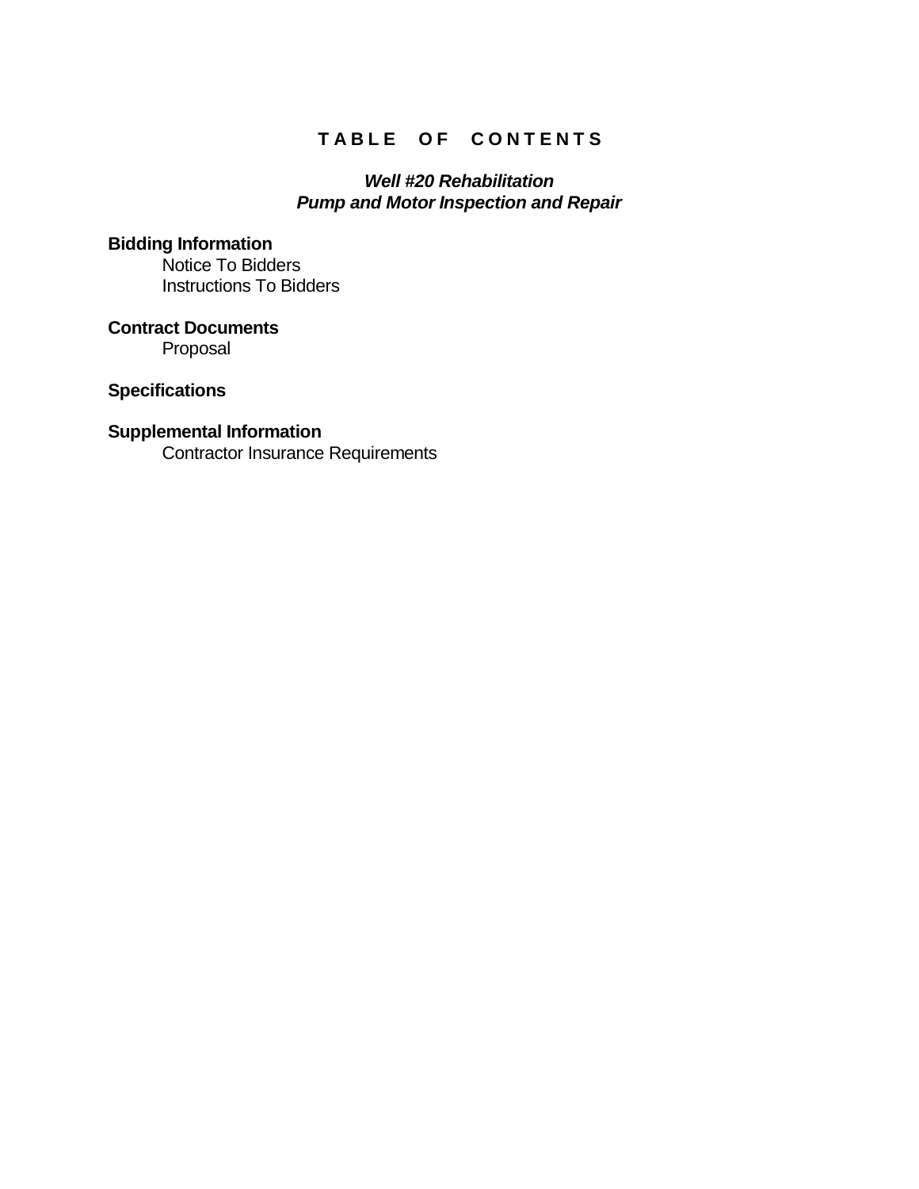# T A B L E   O F   C O N T E N T S

***Well #20 Rehabilitation***
***Pump and Motor Inspection and Repair***

**Bidding Information**

- Notice To Bidders
- Instructions To Bidders

**Contract Documents**

- Proposal

**Specifications**

**Supplemental Information**

- Contractor Insurance Requirements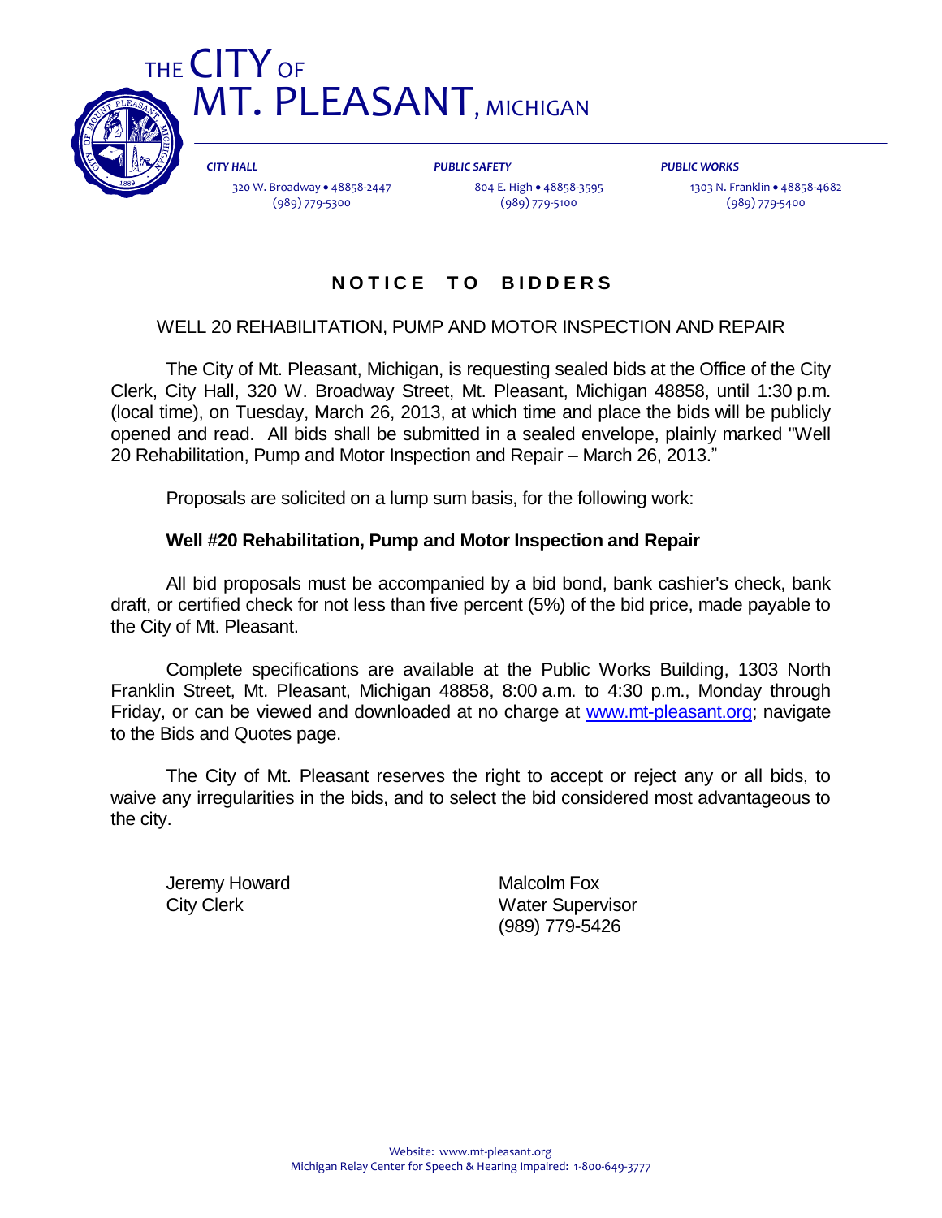# THE CITY OF MT. PLEASANT, MICHIGAN

| *CITY HALL* | *PUBLIC SAFETY* | *PUBLIC WORKS* |
| --- | --- | --- |
| 320 W. Broadway • 48858-2447 | 804 E. High • 48858-3595 | 1303 N. Franklin • 48858-4682 |
| (989) 779-5300 | (989) 779-5100 | (989) 779-5400 |

## NOTICE TO BIDDERS

WELL 20 REHABILITATION, PUMP AND MOTOR INSPECTION AND REPAIR

The City of Mt. Pleasant, Michigan, is requesting sealed bids at the Office of the City Clerk, City Hall, 320 W. Broadway Street, Mt. Pleasant, Michigan 48858, until 1:30 p.m. (local time), on Tuesday, March 26, 2013, at which time and place the bids will be publicly opened and read. All bids shall be submitted in a sealed envelope, plainly marked "Well 20 Rehabilitation, Pump and Motor Inspection and Repair – March 26, 2013."

Proposals are solicited on a lump sum basis, for the following work:

**Well #20 Rehabilitation, Pump and Motor Inspection and Repair**

All bid proposals must be accompanied by a bid bond, bank cashier's check, bank draft, or certified check for not less than five percent (5%) of the bid price, made payable to the City of Mt. Pleasant.

Complete specifications are available at the Public Works Building, 1303 North Franklin Street, Mt. Pleasant, Michigan 48858, 8:00 a.m. to 4:30 p.m., Monday through Friday, or can be viewed and downloaded at no charge at [www.mt-pleasant.org](http://www.mt-pleasant.org); navigate to the Bids and Quotes page.

The City of Mt. Pleasant reserves the right to accept or reject any or all bids, to waive any irregularities in the bids, and to select the bid considered most advantageous to the city.

Jeremy Howard
City Clerk

Malcolm Fox
Water Supervisor
(989) 779-5426

Website: www.mt-pleasant.org
Michigan Relay Center for Speech & Hearing Impaired: 1-800-649-3777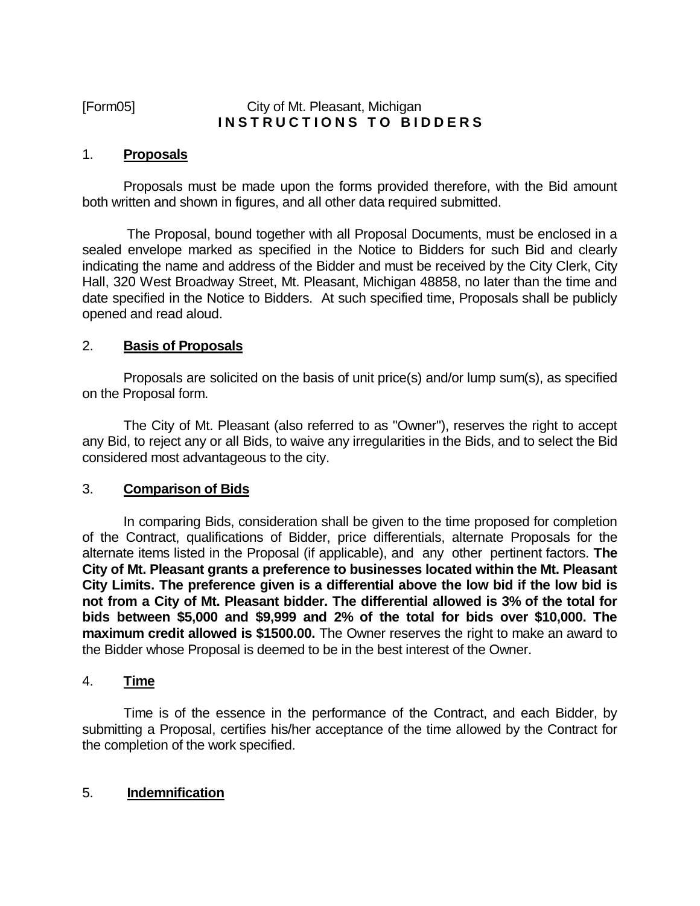[Form05] City of Mt. Pleasant, Michigan

# INSTRUCTIONS TO BIDDERS

## 1. **Proposals**

Proposals must be made upon the forms provided therefore, with the Bid amount both written and shown in figures, and all other data required submitted.

The Proposal, bound together with all Proposal Documents, must be enclosed in a sealed envelope marked as specified in the Notice to Bidders for such Bid and clearly indicating the name and address of the Bidder and must be received by the City Clerk, City Hall, 320 West Broadway Street, Mt. Pleasant, Michigan 48858, no later than the time and date specified in the Notice to Bidders. At such specified time, Proposals shall be publicly opened and read aloud.

## 2. **Basis of Proposals**

Proposals are solicited on the basis of unit price(s) and/or lump sum(s), as specified on the Proposal form.

The City of Mt. Pleasant (also referred to as "Owner"), reserves the right to accept any Bid, to reject any or all Bids, to waive any irregularities in the Bids, and to select the Bid considered most advantageous to the city.

## 3. **Comparison of Bids**

In comparing Bids, consideration shall be given to the time proposed for completion of the Contract, qualifications of Bidder, price differentials, alternate Proposals for the alternate items listed in the Proposal (if applicable), and any other pertinent factors. **The City of Mt. Pleasant grants a preference to businesses located within the Mt. Pleasant City Limits. The preference given is a differential above the low bid if the low bid is not from a City of Mt. Pleasant bidder. The differential allowed is 3% of the total for bids between $5,000 and $9,999 and 2% of the total for bids over $10,000. The maximum credit allowed is $1500.00.** The Owner reserves the right to make an award to the Bidder whose Proposal is deemed to be in the best interest of the Owner.

## 4. **Time**

Time is of the essence in the performance of the Contract, and each Bidder, by submitting a Proposal, certifies his/her acceptance of the time allowed by the Contract for the completion of the work specified.

## 5. **Indemnification**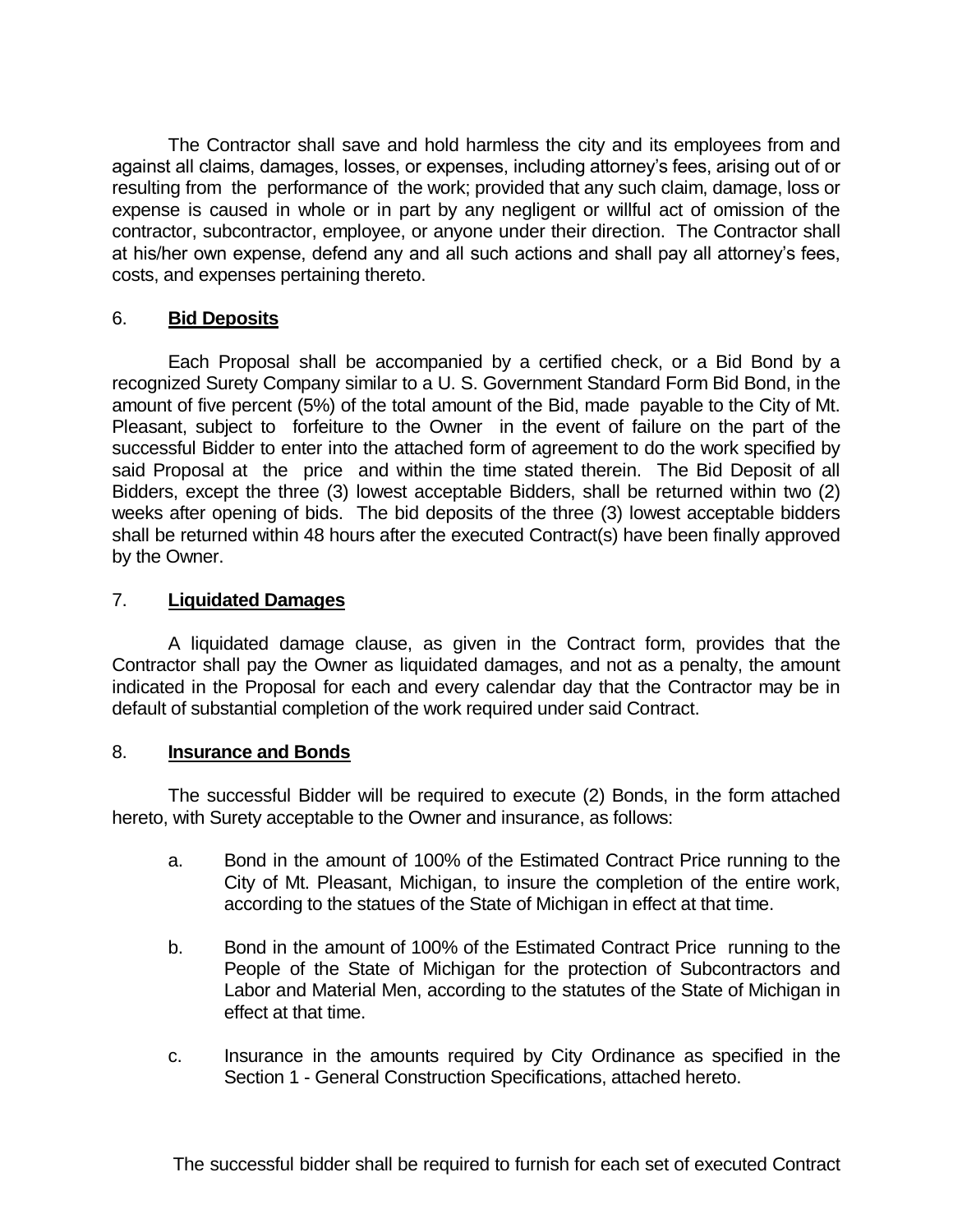The Contractor shall save and hold harmless the city and its employees from and against all claims, damages, losses, or expenses, including attorney's fees, arising out of or resulting from the performance of the work; provided that any such claim, damage, loss or expense is caused in whole or in part by any negligent or willful act of omission of the contractor, subcontractor, employee, or anyone under their direction. The Contractor shall at his/her own expense, defend any and all such actions and shall pay all attorney's fees, costs, and expenses pertaining thereto.

6. **Bid Deposits**

Each Proposal shall be accompanied by a certified check, or a Bid Bond by a recognized Surety Company similar to a U. S. Government Standard Form Bid Bond, in the amount of five percent (5%) of the total amount of the Bid, made payable to the City of Mt. Pleasant, subject to forfeiture to the Owner in the event of failure on the part of the successful Bidder to enter into the attached form of agreement to do the work specified by said Proposal at the price and within the time stated therein. The Bid Deposit of all Bidders, except the three (3) lowest acceptable Bidders, shall be returned within two (2) weeks after opening of bids. The bid deposits of the three (3) lowest acceptable bidders shall be returned within 48 hours after the executed Contract(s) have been finally approved by the Owner.

7. **Liquidated Damages**

A liquidated damage clause, as given in the Contract form, provides that the Contractor shall pay the Owner as liquidated damages, and not as a penalty, the amount indicated in the Proposal for each and every calendar day that the Contractor may be in default of substantial completion of the work required under said Contract.

8. **Insurance and Bonds**

The successful Bidder will be required to execute (2) Bonds, in the form attached hereto, with Surety acceptable to the Owner and insurance, as follows:

a. Bond in the amount of 100% of the Estimated Contract Price running to the City of Mt. Pleasant, Michigan, to insure the completion of the entire work, according to the statues of the State of Michigan in effect at that time.

b. Bond in the amount of 100% of the Estimated Contract Price running to the People of the State of Michigan for the protection of Subcontractors and Labor and Material Men, according to the statutes of the State of Michigan in effect at that time.

c. Insurance in the amounts required by City Ordinance as specified in the Section 1 - General Construction Specifications, attached hereto.

The successful bidder shall be required to furnish for each set of executed Contract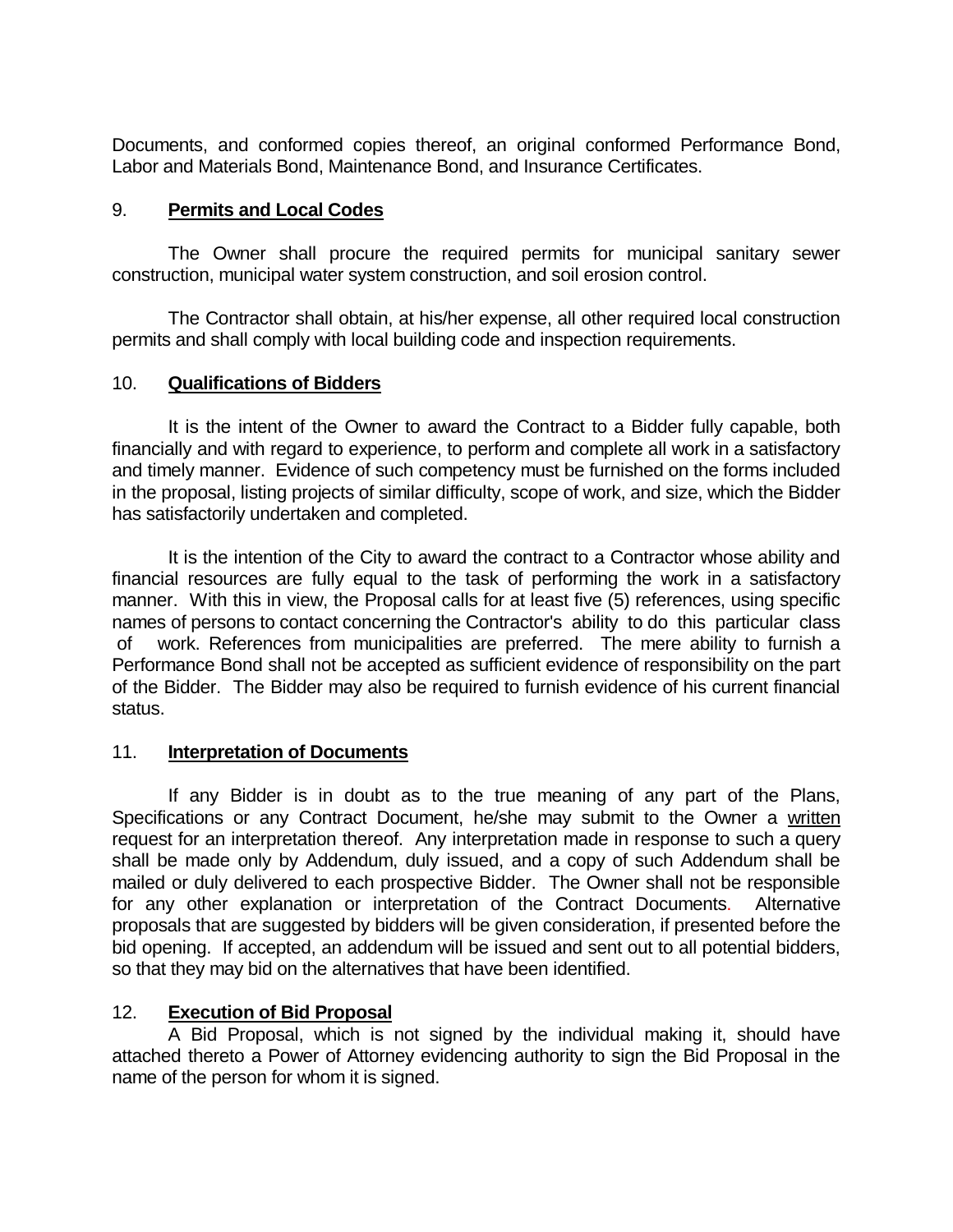Documents, and conformed copies thereof, an original conformed Performance Bond, Labor and Materials Bond, Maintenance Bond, and Insurance Certificates.

9. **Permits and Local Codes**

The Owner shall procure the required permits for municipal sanitary sewer construction, municipal water system construction, and soil erosion control.

The Contractor shall obtain, at his/her expense, all other required local construction permits and shall comply with local building code and inspection requirements.

10. **Qualifications of Bidders**

It is the intent of the Owner to award the Contract to a Bidder fully capable, both financially and with regard to experience, to perform and complete all work in a satisfactory and timely manner. Evidence of such competency must be furnished on the forms included in the proposal, listing projects of similar difficulty, scope of work, and size, which the Bidder has satisfactorily undertaken and completed.

It is the intention of the City to award the contract to a Contractor whose ability and financial resources are fully equal to the task of performing the work in a satisfactory manner. With this in view, the Proposal calls for at least five (5) references, using specific names of persons to contact concerning the Contractor's ability to do this particular class of work. References from municipalities are preferred. The mere ability to furnish a Performance Bond shall not be accepted as sufficient evidence of responsibility on the part of the Bidder. The Bidder may also be required to furnish evidence of his current financial status.

11. **Interpretation of Documents**

If any Bidder is in doubt as to the true meaning of any part of the Plans, Specifications or any Contract Document, he/she may submit to the Owner a written request for an interpretation thereof. Any interpretation made in response to such a query shall be made only by Addendum, duly issued, and a copy of such Addendum shall be mailed or duly delivered to each prospective Bidder. The Owner shall not be responsible for any other explanation or interpretation of the Contract Documents. Alternative proposals that are suggested by bidders will be given consideration, if presented before the bid opening. If accepted, an addendum will be issued and sent out to all potential bidders, so that they may bid on the alternatives that have been identified.

12. **Execution of Bid Proposal**

A Bid Proposal, which is not signed by the individual making it, should have attached thereto a Power of Attorney evidencing authority to sign the Bid Proposal in the name of the person for whom it is signed.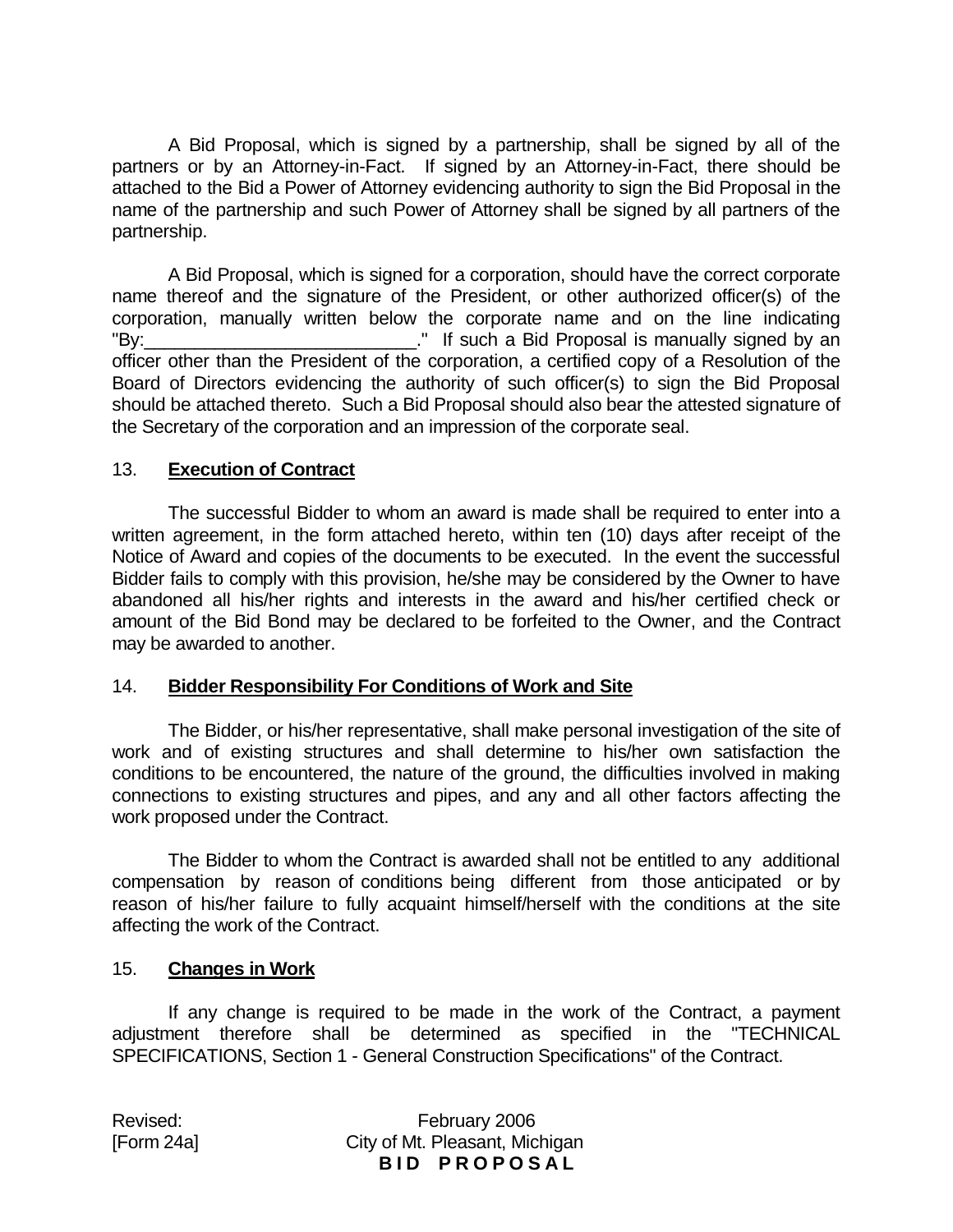A Bid Proposal, which is signed by a partnership, shall be signed by all of the partners or by an Attorney-in-Fact. If signed by an Attorney-in-Fact, there should be attached to the Bid a Power of Attorney evidencing authority to sign the Bid Proposal in the name of the partnership and such Power of Attorney shall be signed by all partners of the partnership.

A Bid Proposal, which is signed for a corporation, should have the correct corporate name thereof and the signature of the President, or other authorized officer(s) of the corporation, manually written below the corporate name and on the line indicating "By:___________________________." If such a Bid Proposal is manually signed by an officer other than the President of the corporation, a certified copy of a Resolution of the Board of Directors evidencing the authority of such officer(s) to sign the Bid Proposal should be attached thereto. Such a Bid Proposal should also bear the attested signature of the Secretary of the corporation and an impression of the corporate seal.

## 13. **Execution of Contract**

The successful Bidder to whom an award is made shall be required to enter into a written agreement, in the form attached hereto, within ten (10) days after receipt of the Notice of Award and copies of the documents to be executed. In the event the successful Bidder fails to comply with this provision, he/she may be considered by the Owner to have abandoned all his/her rights and interests in the award and his/her certified check or amount of the Bid Bond may be declared to be forfeited to the Owner, and the Contract may be awarded to another.

## 14. **Bidder Responsibility For Conditions of Work and Site**

The Bidder, or his/her representative, shall make personal investigation of the site of work and of existing structures and shall determine to his/her own satisfaction the conditions to be encountered, the nature of the ground, the difficulties involved in making connections to existing structures and pipes, and any and all other factors affecting the work proposed under the Contract.

The Bidder to whom the Contract is awarded shall not be entitled to any additional compensation by reason of conditions being different from those anticipated or by reason of his/her failure to fully acquaint himself/herself with the conditions at the site affecting the work of the Contract.

## 15. **Changes in Work**

If any change is required to be made in the work of the Contract, a payment adjustment therefore shall be determined as specified in the "TECHNICAL SPECIFICATIONS, Section 1 - General Construction Specifications" of the Contract.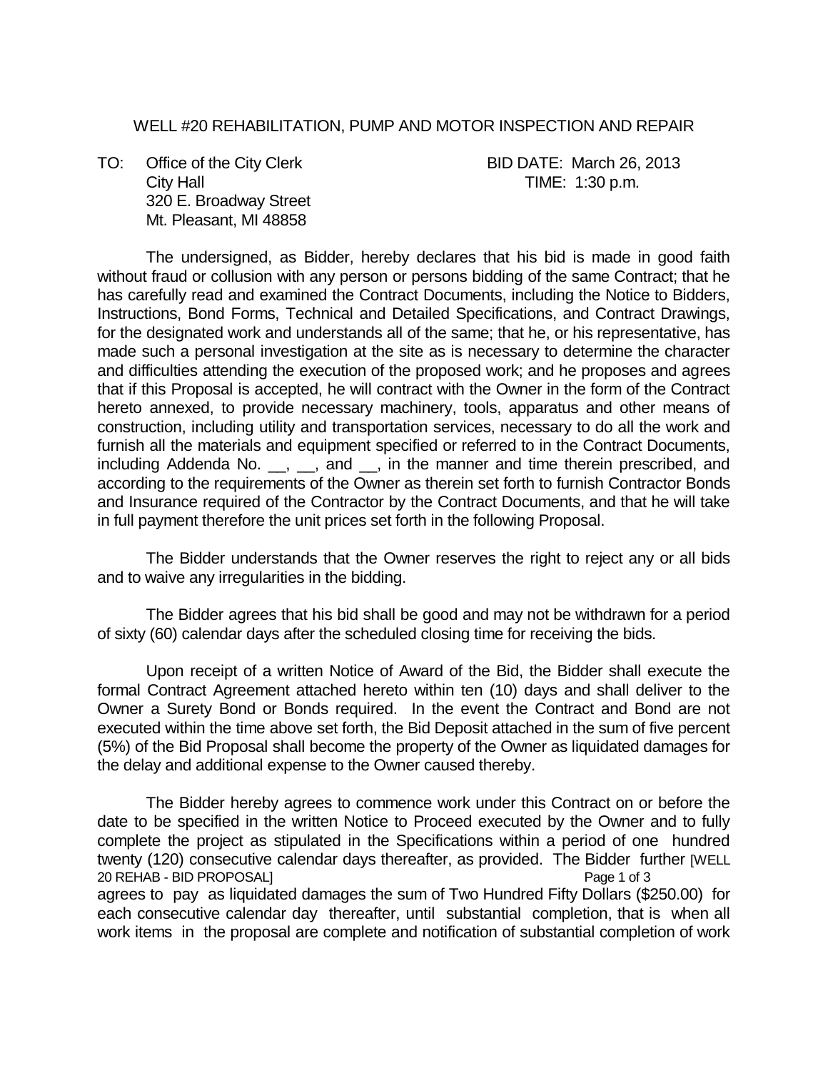WELL #20 REHABILITATION, PUMP AND MOTOR INSPECTION AND REPAIR

TO: Office of the City Clerk
City Hall
320 E. Broadway Street
Mt. Pleasant, MI 48858

BID DATE: March 26, 2013
TIME: 1:30 p.m.

The undersigned, as Bidder, hereby declares that his bid is made in good faith without fraud or collusion with any person or persons bidding of the same Contract; that he has carefully read and examined the Contract Documents, including the Notice to Bidders, Instructions, Bond Forms, Technical and Detailed Specifications, and Contract Drawings, for the designated work and understands all of the same; that he, or his representative, has made such a personal investigation at the site as is necessary to determine the character and difficulties attending the execution of the proposed work; and he proposes and agrees that if this Proposal is accepted, he will contract with the Owner in the form of the Contract hereto annexed, to provide necessary machinery, tools, apparatus and other means of construction, including utility and transportation services, necessary to do all the work and furnish all the materials and equipment specified or referred to in the Contract Documents, including Addenda No. __, __, and __, in the manner and time therein prescribed, and according to the requirements of the Owner as therein set forth to furnish Contractor Bonds and Insurance required of the Contractor by the Contract Documents, and that he will take in full payment therefore the unit prices set forth in the following Proposal.

The Bidder understands that the Owner reserves the right to reject any or all bids and to waive any irregularities in the bidding.

The Bidder agrees that his bid shall be good and may not be withdrawn for a period of sixty (60) calendar days after the scheduled closing time for receiving the bids.

Upon receipt of a written Notice of Award of the Bid, the Bidder shall execute the formal Contract Agreement attached hereto within ten (10) days and shall deliver to the Owner a Surety Bond or Bonds required. In the event the Contract and Bond are not executed within the time above set forth, the Bid Deposit attached in the sum of five percent (5%) of the Bid Proposal shall become the property of the Owner as liquidated damages for the delay and additional expense to the Owner caused thereby.

The Bidder hereby agrees to commence work under this Contract on or before the date to be specified in the written Notice to Proceed executed by the Owner and to fully complete the project as stipulated in the Specifications within a period of one hundred twenty (120) consecutive calendar days thereafter, as provided. The Bidder further agrees to pay as liquidated damages the sum of Two Hundred Fifty Dollars ($250.00) for each consecutive calendar day thereafter, until substantial completion, that is when all work items in the proposal are complete and notification of substantial completion of work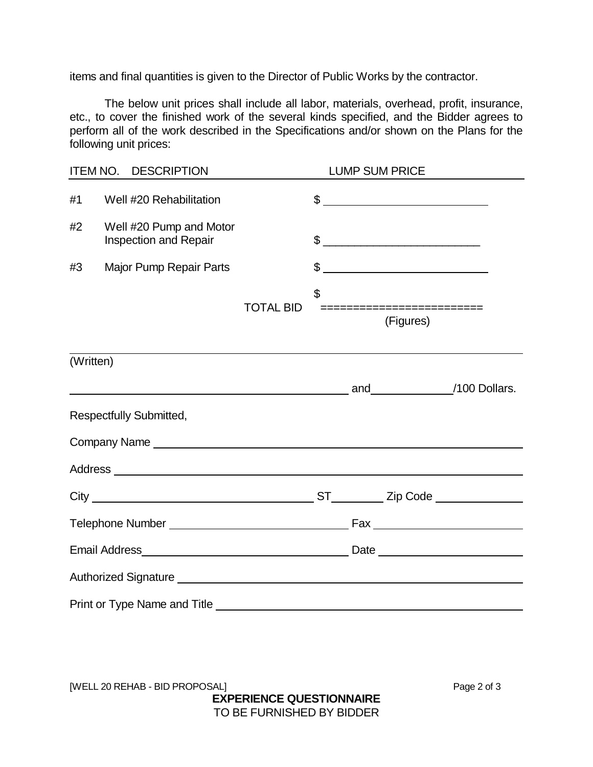items and final quantities is given to the Director of Public Works by the contractor.

The below unit prices shall include all labor, materials, overhead, profit, insurance, etc., to cover the finished work of the several kinds specified, and the Bidder agrees to perform all of the work described in the Specifications and/or shown on the Plans for the following unit prices:

| ITEM NO. | DESCRIPTION | | LUMP SUM PRICE |
|---|---|---|---|
| #1 | Well #20 Rehabilitation | | $ ____________________ |
| #2 | Well #20 Pump and Motor Inspection and Repair | | $ ____________________ |
| #3 | Major Pump Repair Parts | | $ ____________________ |
| | | TOTAL BID | $ ======================= (Figures) |

______________________________________________________________________
(Written)

______________________________________ and ____________/100 Dollars.

Respectfully Submitted,

Company Name ______________________________________________

Address ______________________________________________

City ______________________________ ST ________ Zip Code ____________

Telephone Number ________________________ Fax ____________________

Email Address ________________________ Date ____________________

Authorized Signature ______________________________________________

Print or Type Name and Title ______________________________________________

**EXPERIENCE QUESTIONNAIRE**

TO BE FURNISHED BY BIDDER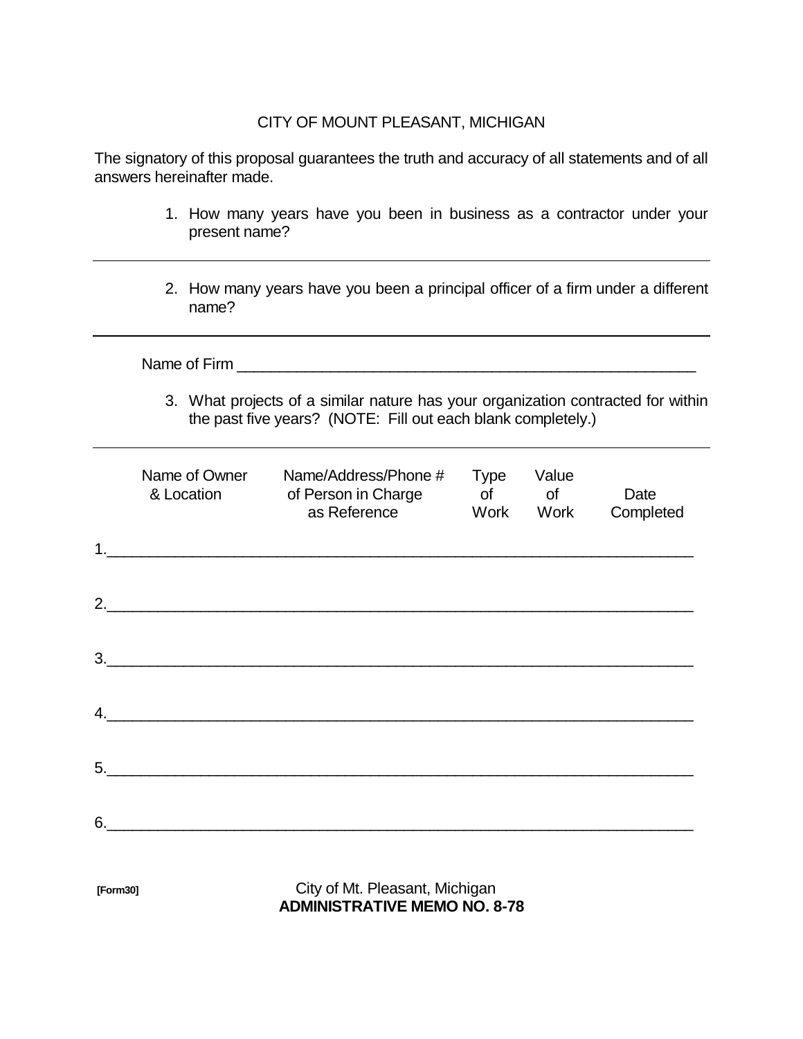CITY OF MOUNT PLEASANT, MICHIGAN

The signatory of this proposal guarantees the truth and accuracy of all statements and of all answers hereinafter made.

1. How many years have you been in business as a contractor under your present name?

---

2. How many years have you been a principal officer of a firm under a different name?

---

Name of Firm ______________________________________________________

3. What projects of a similar nature has your organization contracted for within the past five years? (NOTE: Fill out each blank completely.)

---

| Name of Owner & Location | Name/Address/Phone # of Person in Charge as Reference | Type of Work | Value of Work | Date Completed |
|---|---|---|---|---|

1.______________________________________________________________________

2.______________________________________________________________________

3.______________________________________________________________________

4.______________________________________________________________________

5.______________________________________________________________________

6.______________________________________________________________________

**[Form30]**

City of Mt. Pleasant, Michigan
**ADMINISTRATIVE MEMO NO. 8-78**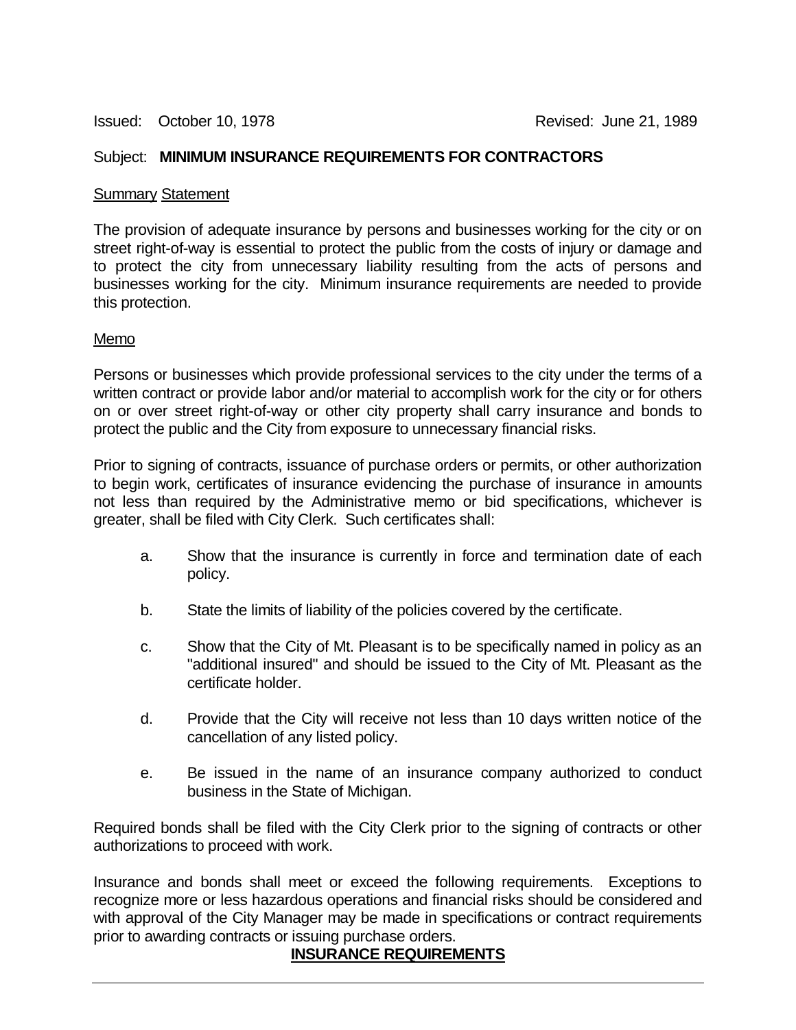Issued: October 10, 1978 Revised: June 21, 1989

Subject: **MINIMUM INSURANCE REQUIREMENTS FOR CONTRACTORS**

Summary Statement

The provision of adequate insurance by persons and businesses working for the city or on street right-of-way is essential to protect the public from the costs of injury or damage and to protect the city from unnecessary liability resulting from the acts of persons and businesses working for the city. Minimum insurance requirements are needed to provide this protection.

Memo

Persons or businesses which provide professional services to the city under the terms of a written contract or provide labor and/or material to accomplish work for the city or for others on or over street right-of-way or other city property shall carry insurance and bonds to protect the public and the City from exposure to unnecessary financial risks.

Prior to signing of contracts, issuance of purchase orders or permits, or other authorization to begin work, certificates of insurance evidencing the purchase of insurance in amounts not less than required by the Administrative memo or bid specifications, whichever is greater, shall be filed with City Clerk. Such certificates shall:

a. Show that the insurance is currently in force and termination date of each policy.

b. State the limits of liability of the policies covered by the certificate.

c. Show that the City of Mt. Pleasant is to be specifically named in policy as an "additional insured" and should be issued to the City of Mt. Pleasant as the certificate holder.

d. Provide that the City will receive not less than 10 days written notice of the cancellation of any listed policy.

e. Be issued in the name of an insurance company authorized to conduct business in the State of Michigan.

Required bonds shall be filed with the City Clerk prior to the signing of contracts or other authorizations to proceed with work.

Insurance and bonds shall meet or exceed the following requirements. Exceptions to recognize more or less hazardous operations and financial risks should be considered and with approval of the City Manager may be made in specifications or contract requirements prior to awarding contracts or issuing purchase orders.

**INSURANCE REQUIREMENTS**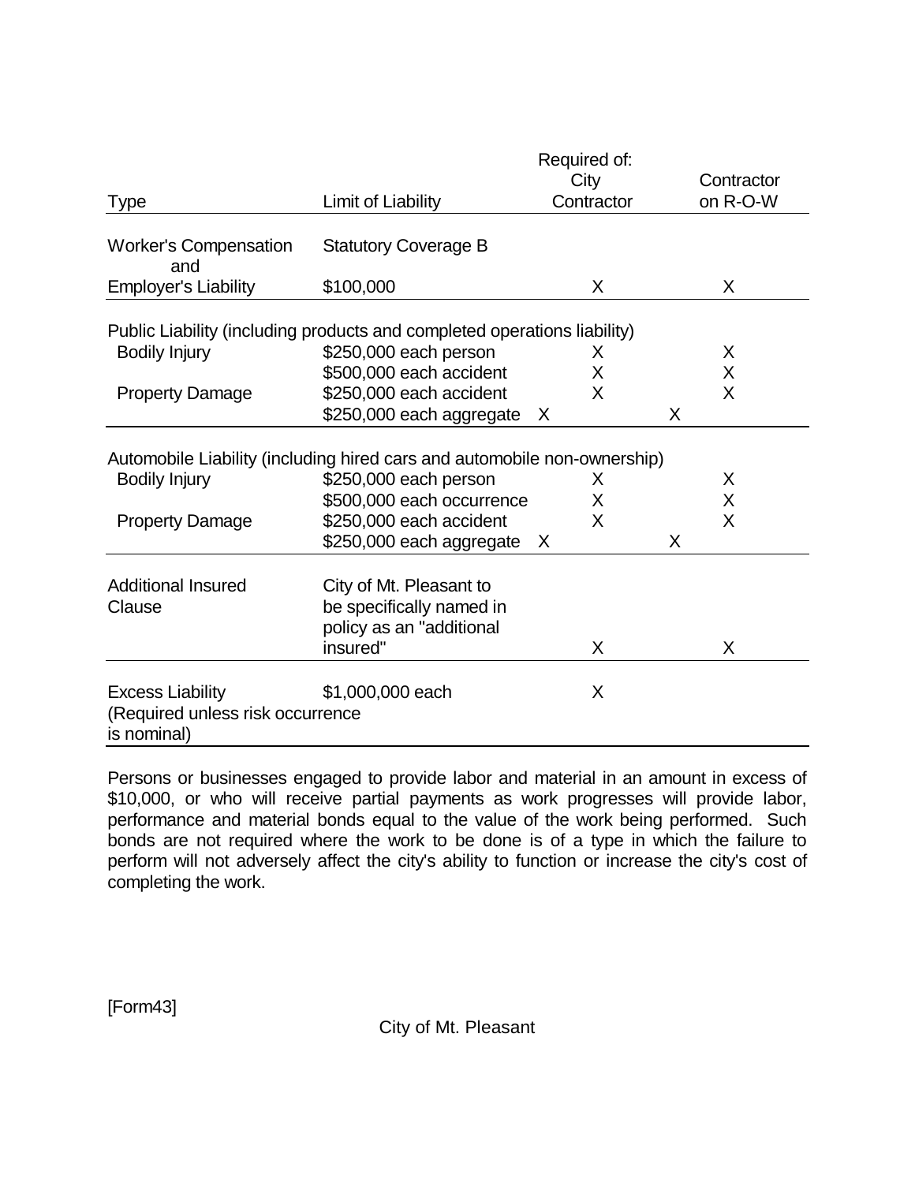| Type | Limit of Liability | Required of: City Contractor | Contractor on R-O-W |
|---|---|---|---|
| Worker's Compensation and | Statutory Coverage B | | |
| Employer's Liability | $100,000 | X | X |
| Public Liability (including products and completed operations liability) | | | |
| Bodily Injury | $250,000 each person | X | X |
| | $500,000 each accident | X | X |
| Property Damage | $250,000 each accident | X | X |
| | $250,000 each aggregate | X | X |
| Automobile Liability (including hired cars and automobile non-ownership) | | | |
| Bodily Injury | $250,000 each person | X | X |
| | $500,000 each occurrence | X | X |
| Property Damage | $250,000 each accident | X | X |
| | $250,000 each aggregate | X | X |
| Additional Insured Clause | City of Mt. Pleasant to be specifically named in policy as an "additional insured" | X | X |
| Excess Liability (Required unless risk occurrence is nominal) | $1,000,000 each | X | |

Persons or businesses engaged to provide labor and material in an amount in excess of $10,000, or who will receive partial payments as work progresses will provide labor, performance and material bonds equal to the value of the work being performed. Such bonds are not required where the work to be done is of a type in which the failure to perform will not adversely affect the city's ability to function or increase the city's cost of completing the work.

[Form43]

City of Mt. Pleasant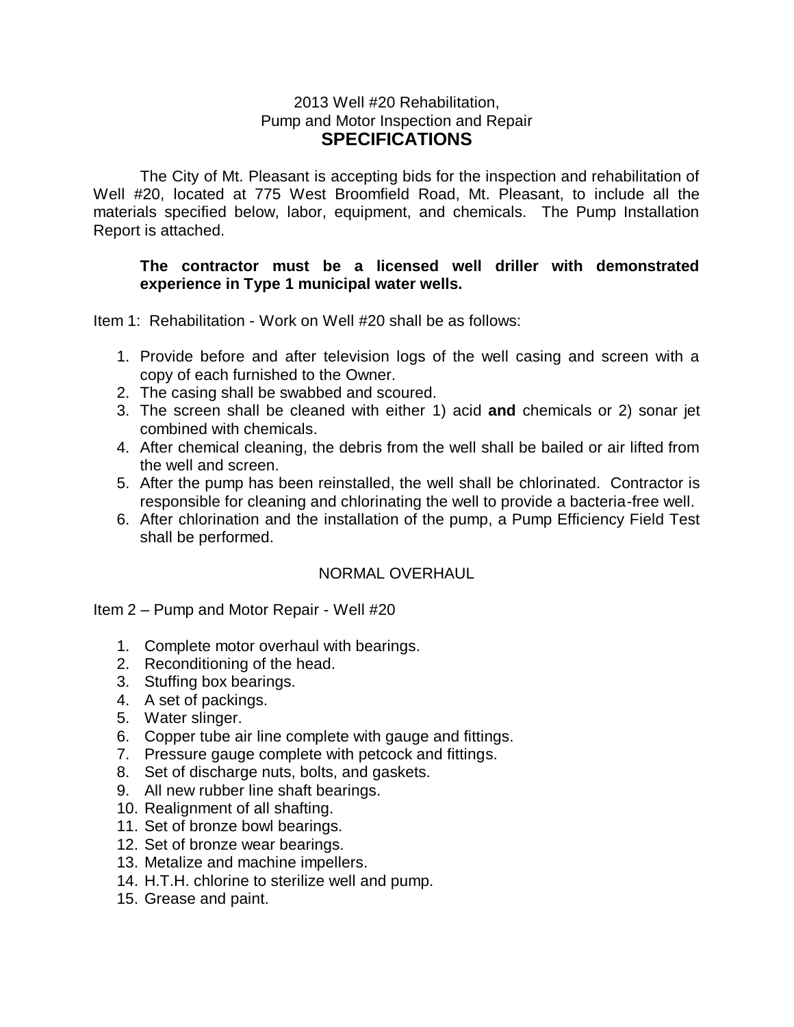2013 Well #20 Rehabilitation,
Pump and Motor Inspection and Repair

# SPECIFICATIONS

The City of Mt. Pleasant is accepting bids for the inspection and rehabilitation of Well #20, located at 775 West Broomfield Road, Mt. Pleasant, to include all the materials specified below, labor, equipment, and chemicals. The Pump Installation Report is attached.

**The contractor must be a licensed well driller with demonstrated experience in Type 1 municipal water wells.**

Item 1: Rehabilitation - Work on Well #20 shall be as follows:

1. Provide before and after television logs of the well casing and screen with a copy of each furnished to the Owner.
2. The casing shall be swabbed and scoured.
3. The screen shall be cleaned with either 1) acid **and** chemicals or 2) sonar jet combined with chemicals.
4. After chemical cleaning, the debris from the well shall be bailed or air lifted from the well and screen.
5. After the pump has been reinstalled, the well shall be chlorinated. Contractor is responsible for cleaning and chlorinating the well to provide a bacteria-free well.
6. After chlorination and the installation of the pump, a Pump Efficiency Field Test shall be performed.

## NORMAL OVERHAUL

Item 2 – Pump and Motor Repair - Well #20

1. Complete motor overhaul with bearings.
2. Reconditioning of the head.
3. Stuffing box bearings.
4. A set of packings.
5. Water slinger.
6. Copper tube air line complete with gauge and fittings.
7. Pressure gauge complete with petcock and fittings.
8. Set of discharge nuts, bolts, and gaskets.
9. All new rubber line shaft bearings.
10. Realignment of all shafting.
11. Set of bronze bowl bearings.
12. Set of bronze wear bearings.
13. Metalize and machine impellers.
14. H.T.H. chlorine to sterilize well and pump.
15. Grease and paint.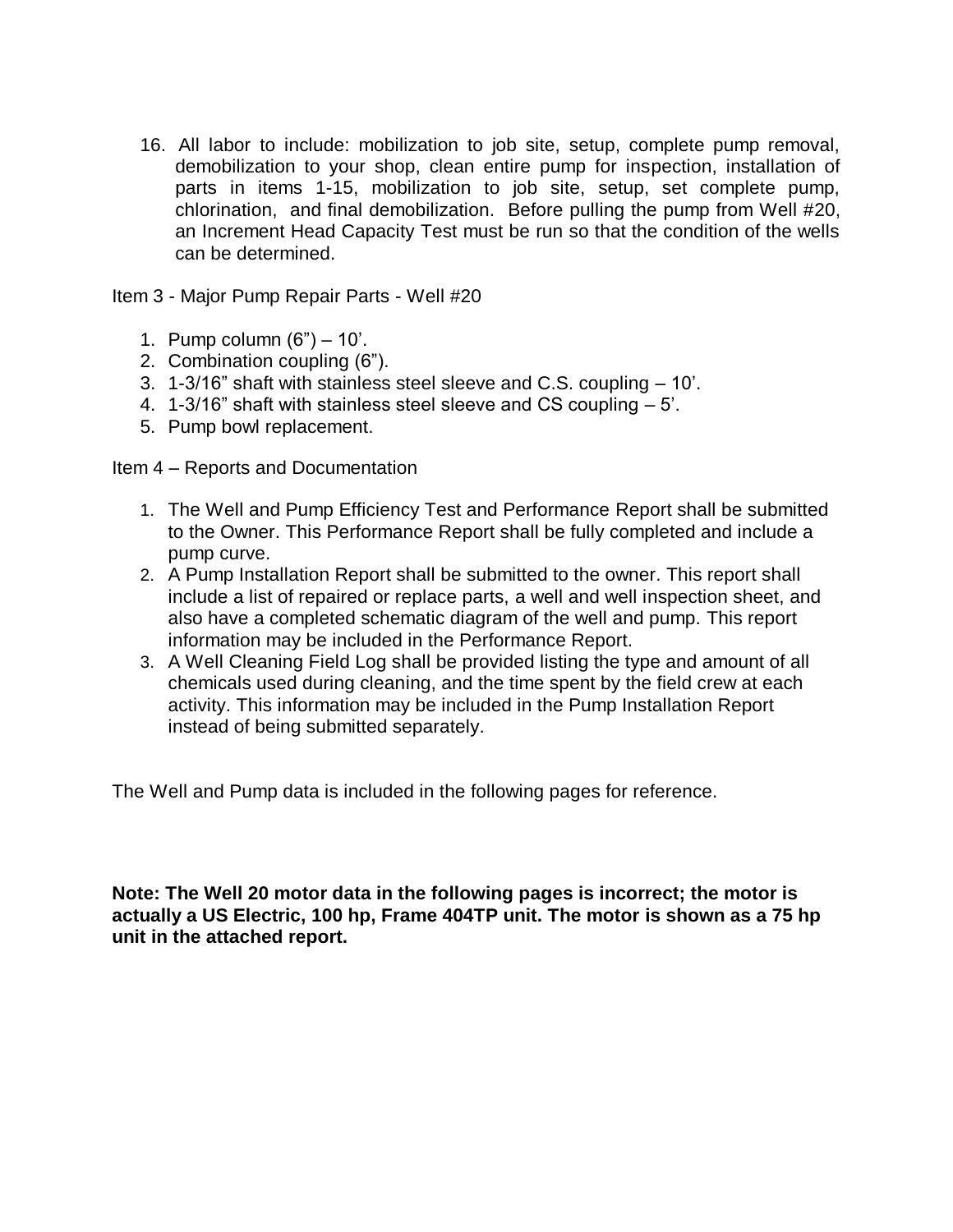16. All labor to include: mobilization to job site, setup, complete pump removal, demobilization to your shop, clean entire pump for inspection, installation of parts in items 1-15, mobilization to job site, setup, set complete pump, chlorination, and final demobilization. Before pulling the pump from Well #20, an Increment Head Capacity Test must be run so that the condition of the wells can be determined.

Item 3 - Major Pump Repair Parts - Well #20

1. Pump column (6") – 10'.
2. Combination coupling (6").
3. 1-3/16" shaft with stainless steel sleeve and C.S. coupling – 10'.
4. 1-3/16" shaft with stainless steel sleeve and CS coupling – 5'.
5. Pump bowl replacement.

Item 4 – Reports and Documentation

1. The Well and Pump Efficiency Test and Performance Report shall be submitted to the Owner. This Performance Report shall be fully completed and include a pump curve.
2. A Pump Installation Report shall be submitted to the owner. This report shall include a list of repaired or replace parts, a well and well inspection sheet, and also have a completed schematic diagram of the well and pump. This report information may be included in the Performance Report.
3. A Well Cleaning Field Log shall be provided listing the type and amount of all chemicals used during cleaning, and the time spent by the field crew at each activity. This information may be included in the Pump Installation Report instead of being submitted separately.

The Well and Pump data is included in the following pages for reference.

**Note: The Well 20 motor data in the following pages is incorrect; the motor is actually a US Electric, 100 hp, Frame 404TP unit. The motor is shown as a 75 hp unit in the attached report.**